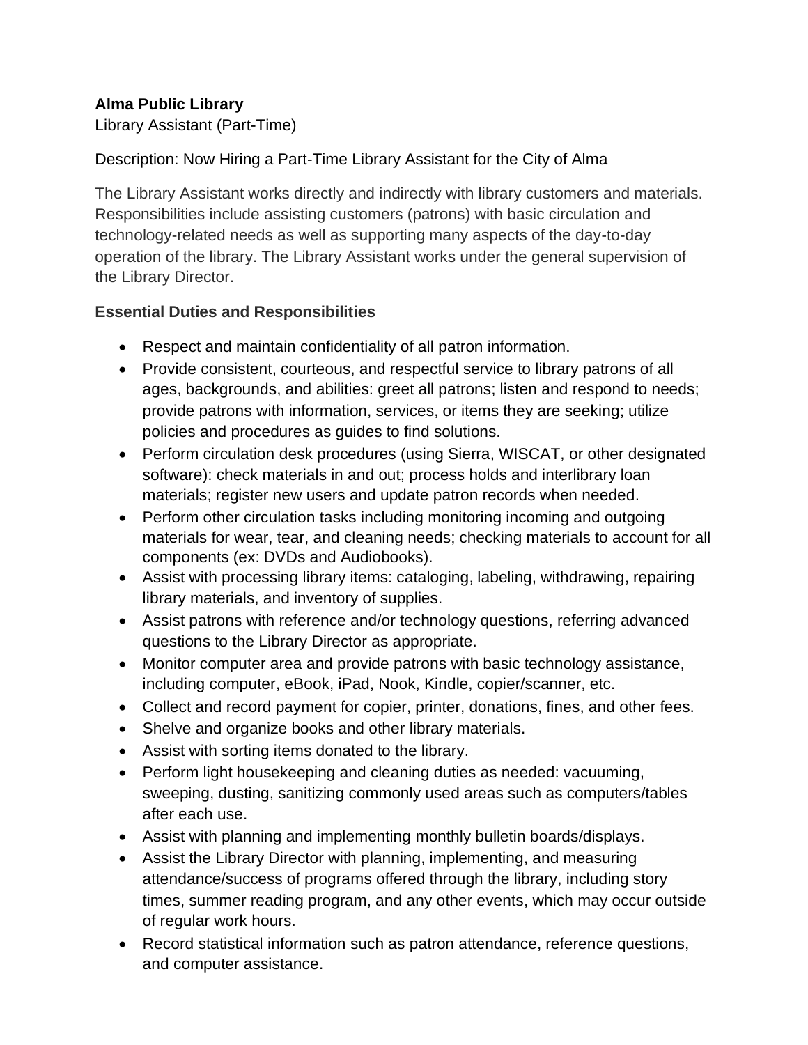**Alma Public Library**

Library Assistant (Part-Time)

Description: Now Hiring a Part-Time Library Assistant for the City of Alma

The Library Assistant works directly and indirectly with library customers and materials. Responsibilities include assisting customers (patrons) with basic circulation and technology-related needs as well as supporting many aspects of the day-to-day operation of the library. The Library Assistant works under the general supervision of the Library Director.

**Essential Duties and Responsibilities**

- Respect and maintain confidentiality of all patron information.
- Provide consistent, courteous, and respectful service to library patrons of all ages, backgrounds, and abilities: greet all patrons; listen and respond to needs; provide patrons with information, services, or items they are seeking; utilize policies and procedures as guides to find solutions.
- Perform circulation desk procedures (using Sierra, WISCAT, or other designated software): check materials in and out; process holds and interlibrary loan materials; register new users and update patron records when needed.
- Perform other circulation tasks including monitoring incoming and outgoing materials for wear, tear, and cleaning needs; checking materials to account for all components (ex: DVDs and Audiobooks).
- Assist with processing library items: cataloging, labeling, withdrawing, repairing library materials, and inventory of supplies.
- Assist patrons with reference and/or technology questions, referring advanced questions to the Library Director as appropriate.
- Monitor computer area and provide patrons with basic technology assistance, including computer, eBook, iPad, Nook, Kindle, copier/scanner, etc.
- Collect and record payment for copier, printer, donations, fines, and other fees.
- Shelve and organize books and other library materials.
- Assist with sorting items donated to the library.
- Perform light housekeeping and cleaning duties as needed: vacuuming, sweeping, dusting, sanitizing commonly used areas such as computers/tables after each use.
- Assist with planning and implementing monthly bulletin boards/displays.
- Assist the Library Director with planning, implementing, and measuring attendance/success of programs offered through the library, including story times, summer reading program, and any other events, which may occur outside of regular work hours.
- Record statistical information such as patron attendance, reference questions, and computer assistance.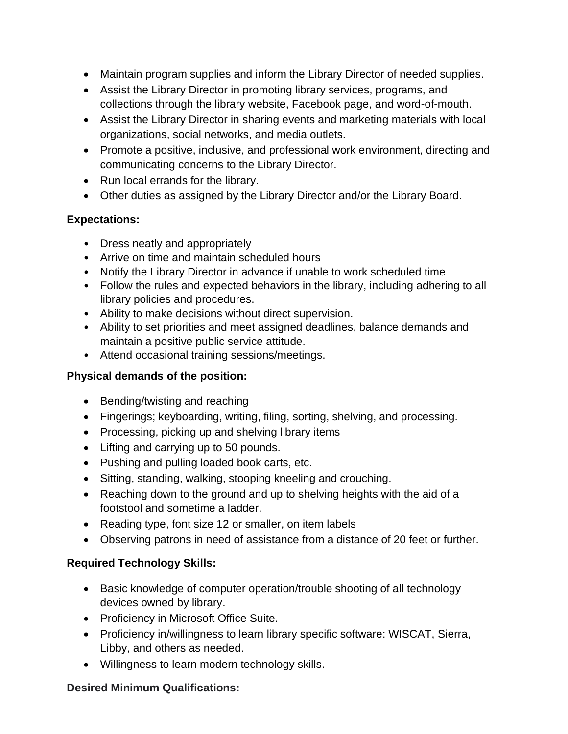- Maintain program supplies and inform the Library Director of needed supplies.
- Assist the Library Director in promoting library services, programs, and collections through the library website, Facebook page, and word-of-mouth.
- Assist the Library Director in sharing events and marketing materials with local organizations, social networks, and media outlets.
- Promote a positive, inclusive, and professional work environment, directing and communicating concerns to the Library Director.
- Run local errands for the library.
- Other duties as assigned by the Library Director and/or the Library Board.

**Expectations:**

- Dress neatly and appropriately
- Arrive on time and maintain scheduled hours
- Notify the Library Director in advance if unable to work scheduled time
- Follow the rules and expected behaviors in the library, including adhering to all library policies and procedures.
- Ability to make decisions without direct supervision.
- Ability to set priorities and meet assigned deadlines, balance demands and maintain a positive public service attitude.
- Attend occasional training sessions/meetings.

**Physical demands of the position:**

- Bending/twisting and reaching
- Fingerings; keyboarding, writing, filing, sorting, shelving, and processing.
- Processing, picking up and shelving library items
- Lifting and carrying up to 50 pounds.
- Pushing and pulling loaded book carts, etc.
- Sitting, standing, walking, stooping kneeling and crouching.
- Reaching down to the ground and up to shelving heights with the aid of a footstool and sometime a ladder.
- Reading type, font size 12 or smaller, on item labels
- Observing patrons in need of assistance from a distance of 20 feet or further.

**Required Technology Skills:**

- Basic knowledge of computer operation/trouble shooting of all technology devices owned by library.
- Proficiency in Microsoft Office Suite.
- Proficiency in/willingness to learn library specific software: WISCAT, Sierra, Libby, and others as needed.
- Willingness to learn modern technology skills.

**Desired Minimum Qualifications:**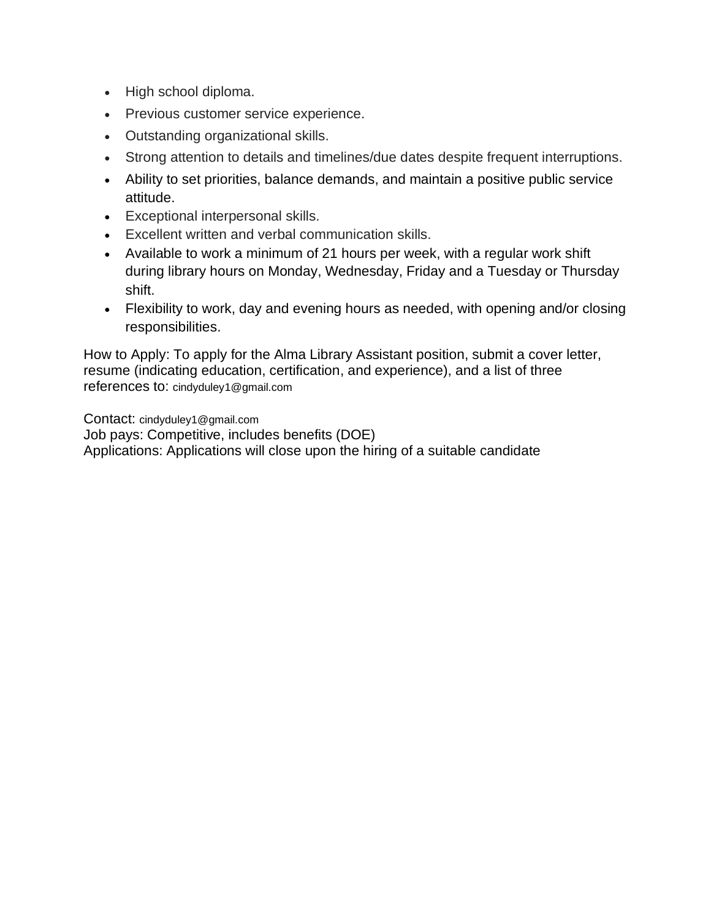- High school diploma.
- Previous customer service experience.
- Outstanding organizational skills.
- Strong attention to details and timelines/due dates despite frequent interruptions.
- Ability to set priorities, balance demands, and maintain a positive public service attitude.
- Exceptional interpersonal skills.
- Excellent written and verbal communication skills.
- Available to work a minimum of 21 hours per week, with a regular work shift during library hours on Monday, Wednesday, Friday and a Tuesday or Thursday shift.
- Flexibility to work, day and evening hours as needed, with opening and/or closing responsibilities.

How to Apply: To apply for the Alma Library Assistant position, submit a cover letter, resume (indicating education, certification, and experience), and a list of three references to: cindyduley1@gmail.com

Contact: cindyduley1@gmail.com
Job pays: Competitive, includes benefits (DOE)
Applications: Applications will close upon the hiring of a suitable candidate